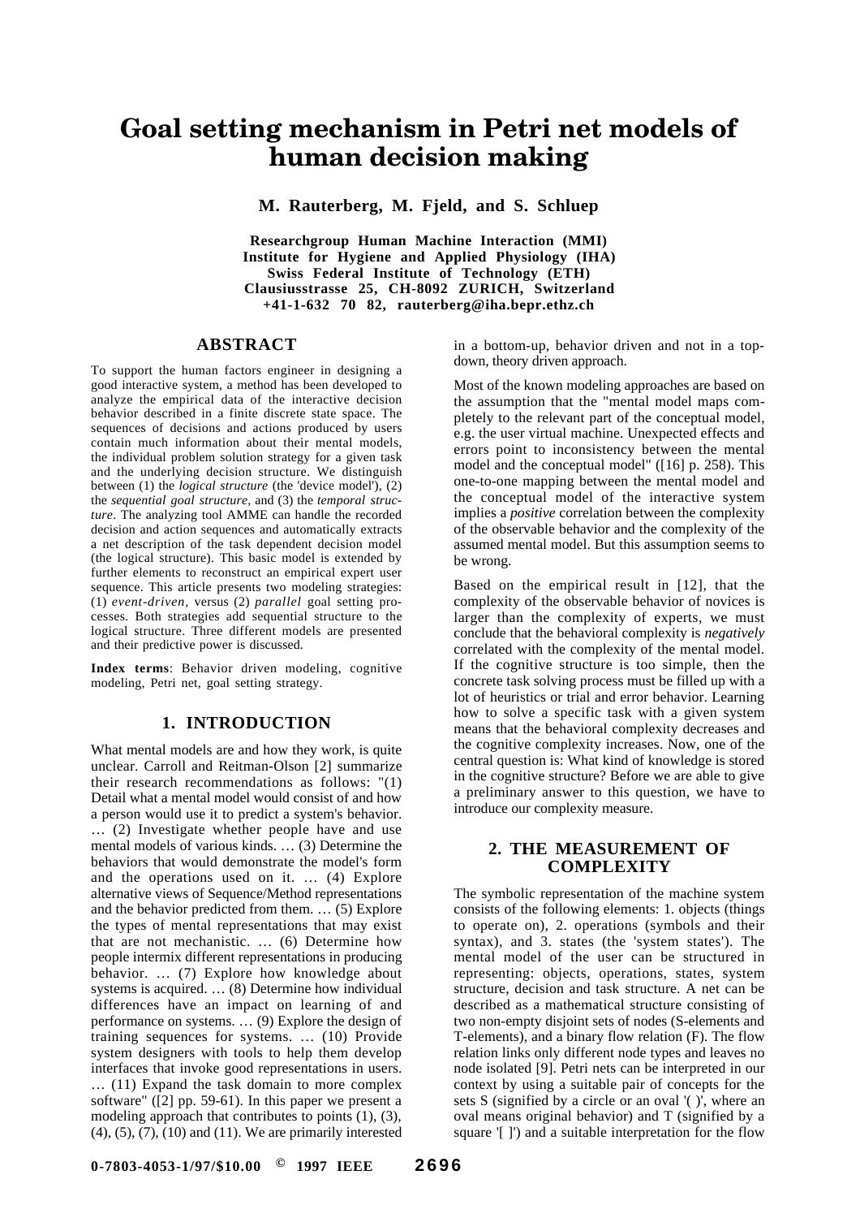# Goal setting mechanism in Petri net models of human decision making

**M. Rauterberg, M. Fjeld, and S. Schluep**

**Researchgroup Human Machine Interaction (MMI)**
**Institute for Hygiene and Applied Physiology (IHA)**
**Swiss Federal Institute of Technology (ETH)**
**Clausiusstrasse 25, CH-8092 ZURICH, Switzerland**
**+41-1-632 70 82, rauterberg@iha.bepr.ethz.ch**

## ABSTRACT

To support the human factors engineer in designing a good interactive system, a method has been developed to analyze the empirical data of the interactive decision behavior described in a finite discrete state space. The sequences of decisions and actions produced by users contain much information about their mental models, the individual problem solution strategy for a given task and the underlying decision structure. We distinguish between (1) the *logical structure* (the 'device model'), (2) the *sequential goal structure*, and (3) the *temporal structure*. The analyzing tool AMME can handle the recorded decision and action sequences and automatically extracts a net description of the task dependent decision model (the logical structure). This basic model is extended by further elements to reconstruct an empirical expert user sequence. This article presents two modeling strategies: (1) *event-driven*, versus (2) *parallel* goal setting processes. Both strategies add sequential structure to the logical structure. Three different models are presented and their predictive power is discussed.

**Index terms**: Behavior driven modeling, cognitive modeling, Petri net, goal setting strategy.

## 1. INTRODUCTION

What mental models are and how they work, is quite unclear. Carroll and Reitman-Olson [2] summarize their research recommendations as follows: "(1) Detail what a mental model would consist of and how a person would use it to predict a system's behavior. … (2) Investigate whether people have and use mental models of various kinds. … (3) Determine the behaviors that would demonstrate the model's form and the operations used on it. … (4) Explore alternative views of Sequence/Method representations and the behavior predicted from them. … (5) Explore the types of mental representations that may exist that are not mechanistic. … (6) Determine how people intermix different representations in producing behavior. … (7) Explore how knowledge about systems is acquired. … (8) Determine how individual differences have an impact on learning of and performance on systems. … (9) Explore the design of training sequences for systems. … (10) Provide system designers with tools to help them develop interfaces that invoke good representations in users. … (11) Expand the task domain to more complex software" ([2] pp. 59-61). In this paper we present a modeling approach that contributes to points (1), (3), (4), (5), (7), (10) and (11). We are primarily interested in a bottom-up, behavior driven and not in a top-down, theory driven approach.

Most of the known modeling approaches are based on the assumption that the "mental model maps completely to the relevant part of the conceptual model, e.g. the user virtual machine. Unexpected effects and errors point to inconsistency between the mental model and the conceptual model" ([16] p. 258). This one-to-one mapping between the mental model and the conceptual model of the interactive system implies a *positive* correlation between the complexity of the observable behavior and the complexity of the assumed mental model. But this assumption seems to be wrong.

Based on the empirical result in [12], that the complexity of the observable behavior of novices is larger than the complexity of experts, we must conclude that the behavioral complexity is *negatively* correlated with the complexity of the mental model. If the cognitive structure is too simple, then the concrete task solving process must be filled up with a lot of heuristics or trial and error behavior. Learning how to solve a specific task with a given system means that the behavioral complexity decreases and the cognitive complexity increases. Now, one of the central question is: What kind of knowledge is stored in the cognitive structure? Before we are able to give a preliminary answer to this question, we have to introduce our complexity measure.

## 2. THE MEASUREMENT OF COMPLEXITY

The symbolic representation of the machine system consists of the following elements: 1. objects (things to operate on), 2. operations (symbols and their syntax), and 3. states (the 'system states'). The mental model of the user can be structured in representing: objects, operations, states, system structure, decision and task structure. A net can be described as a mathematical structure consisting of two non-empty disjoint sets of nodes (S-elements and T-elements), and a binary flow relation (F). The flow relation links only different node types and leaves no node isolated [9]. Petri nets can be interpreted in our context by using a suitable pair of concepts for the sets S (signified by a circle or an oval '( )', where an oval means original behavior) and T (signified by a square '[ ]') and a suitable interpretation for the flow

0-7803-4053-1/97/$10.00 © 1997 IEEE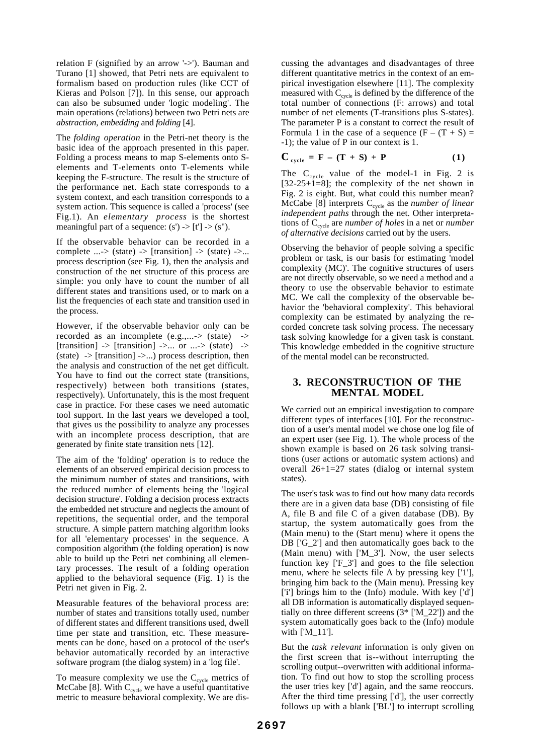relation F (signified by an arrow '->'). Bauman and Turano [1] showed, that Petri nets are equivalent to formalism based on production rules (like CCT of Kieras and Polson [7]). In this sense, our approach can also be subsumed under 'logic modeling'. The main operations (relations) between two Petri nets are *abstraction*, *embedding* and *folding* [4].

The *folding operation* in the Petri-net theory is the basic idea of the approach presented in this paper. Folding a process means to map S-elements onto S-elements and T-elements onto T-elements while keeping the F-structure. The result is the structure of the performance net. Each state corresponds to a system context, and each transition corresponds to a system action. This sequence is called a 'process' (see Fig.1). An *elementary process* is the shortest meaningful part of a sequence: (s') -> [t'] -> (s").

If the observable behavior can be recorded in a complete ...-> (state) -> [transition] -> (state) ->... process description (see Fig. 1), then the analysis and construction of the net structure of this process are simple: you only have to count the number of all different states and transitions used, or to mark on a list the frequencies of each state and transition used in the process.

However, if the observable behavior only can be recorded as an incomplete (e.g.,...-> (state) -> [transition] -> [transition] ->... or ...-> (state) -> (state) -> [transition] ->...) process description, then the analysis and construction of the net get difficult. You have to find out the correct state (transitions, respectively) between both transitions (states, respectively). Unfortunately, this is the most frequent case in practice. For these cases we need automatic tool support. In the last years we developed a tool, that gives us the possibility to analyze any processes with an incomplete process description, that are generated by finite state transition nets [12].

The aim of the 'folding' operation is to reduce the elements of an observed empirical decision process to the minimum number of states and transitions, with the reduced number of elements being the 'logical decision structure'. Folding a decision process extracts the embedded net structure and neglects the amount of repetitions, the sequential order, and the temporal structure. A simple pattern matching algorithm looks for all 'elementary processes' in the sequence. A composition algorithm (the folding operation) is now able to build up the Petri net combining all elementary processes. The result of a folding operation applied to the behavioral sequence (Fig. 1) is the Petri net given in Fig. 2.

Measurable features of the behavioral process are: number of states and transitions totally used, number of different states and different transitions used, dwell time per state and transition, etc. These measurements can be done, based on a protocol of the user's behavior automatically recorded by an interactive software program (the dialog system) in a 'log file'.

To measure complexity we use the $C_{cycle}$ metrics of McCabe [8]. With $C_{cycle}$ we have a useful quantitative metric to measure behavioral complexity. We are discussing the advantages and disadvantages of three different quantitative metrics in the context of an empirical investigation elsewhere [11]. The complexity measured with $C_{cycle}$ is defined by the difference of the total number of connections (F: arrows) and total number of net elements (T-transitions plus S-states). The parameter P is a constant to correct the result of Formula 1 in the case of a sequence ($F - (T + S) = -1$); the value of P in our context is 1.

$$C_{cycle} = F - (T + S) + P \qquad (1)$$

The $C_{cycle}$ value of the model-1 in Fig. 2 is [32-25+1=8]; the complexity of the net shown in Fig. 2 is eight. But, what could this number mean? McCabe [8] interprets $C_{cycle}$ as the *number of linear independent paths* through the net. Other interpretations of $C_{cycle}$ are *number of holes* in a net or *number of alternative decisions* carried out by the users.

Observing the behavior of people solving a specific problem or task, is our basis for estimating 'model complexity (MC)'. The cognitive structures of users are not directly observable, so we need a method and a theory to use the observable behavior to estimate MC. We call the complexity of the observable behavior the 'behavioral complexity'. This behavioral complexity can be estimated by analyzing the recorded concrete task solving process. The necessary task solving knowledge for a given task is constant. This knowledge embedded in the cognitive structure of the mental model can be reconstructed.

## 3. RECONSTRUCTION OF THE MENTAL MODEL

We carried out an empirical investigation to compare different types of interfaces [10]. For the reconstruction of a user's mental model we chose one log file of an expert user (see Fig. 1). The whole process of the shown example is based on 26 task solving transitions (user actions or automatic system actions) and overall 26+1=27 states (dialog or internal system states).

The user's task was to find out how many data records there are in a given data base (DB) consisting of file A, file B and file C of a given database (DB). By startup, the system automatically goes from the (Main menu) to the (Start menu) where it opens the DB ['G_2'] and then automatically goes back to the (Main menu) with ['M_3']. Now, the user selects function key ['F_3'] and goes to the file selection menu, where he selects file A by pressing key ['1'], bringing him back to the (Main menu). Pressing key ['i'] brings him to the (Info) module. With key ['d'] all DB information is automatically displayed sequentially on three different screens (3* ['M_22']) and the system automatically goes back to the (Info) module with ['M_11'].

But the *task relevant* information is only given on the first screen that is--without interrupting the scrolling output--overwritten with additional information. To find out how to stop the scrolling process the user tries key ['d'] again, and the same reoccurs. After the third time pressing ['d'], the user correctly follows up with a blank ['BL'] to interrupt scrolling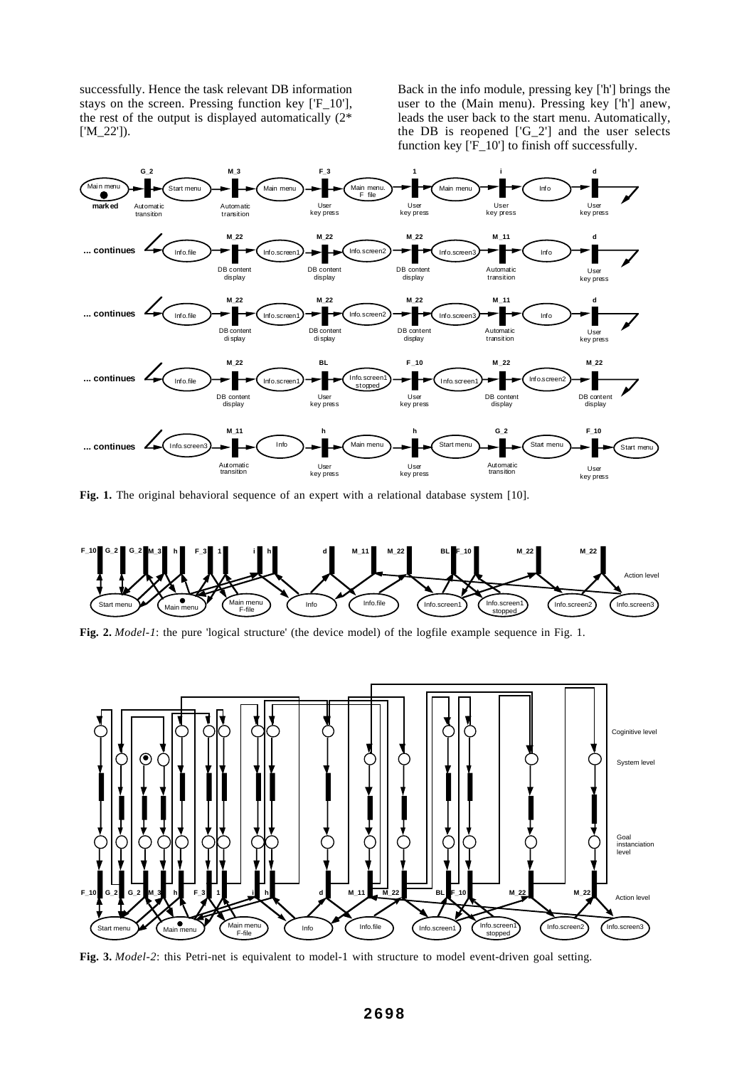successfully. Hence the task relevant DB information stays on the screen. Pressing function key ['F_10'], the rest of the output is displayed automatically (2* ['M_22']).

Back in the info module, pressing key ['h'] brings the user to the (Main menu). Pressing key ['h'] anew, leads the user back to the start menu. Automatically, the DB is reopened ['G_2'] and the user selects function key ['F_10'] to finish off successfully.

**Fig. 1.** The original behavioral sequence of an expert with a relational database system [10].

**Fig. 2.** *Model-1*: the pure 'logical structure' (the device model) of the logfile example sequence in Fig. 1.

**Fig. 3.** *Model-2*: this Petri-net is equivalent to model-1 with structure to model event-driven goal setting.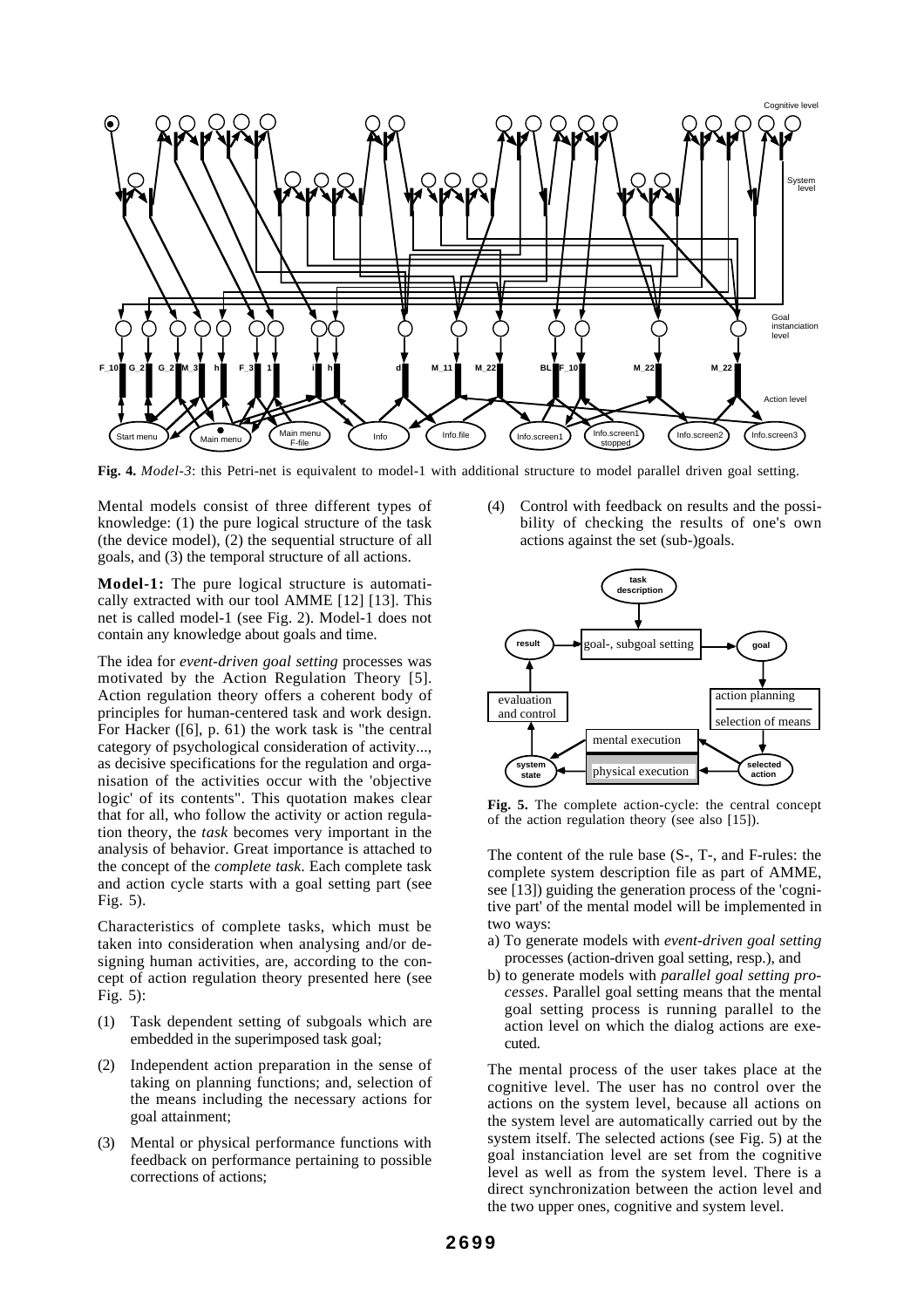**Fig. 4.** *Model-3*: this Petri-net is equivalent to model-1 with additional structure to model parallel driven goal setting.

Mental models consist of three different types of knowledge: (1) the pure logical structure of the task (the device model), (2) the sequential structure of all goals, and (3) the temporal structure of all actions.

**Model-1:** The pure logical structure is automatically extracted with our tool AMME [12] [13]. This net is called model-1 (see Fig. 2). Model-1 does not contain any knowledge about goals and time.

The idea for *event-driven goal setting* processes was motivated by the Action Regulation Theory [5]. Action regulation theory offers a coherent body of principles for human-centered task and work design. For Hacker ([6], p. 61) the work task is "the central category of psychological consideration of activity..., as decisive specifications for the regulation and organisation of the activities occur with the 'objective logic' of its contents". This quotation makes clear that for all, who follow the activity or action regulation theory, the *task* becomes very important in the analysis of behavior. Great importance is attached to the concept of the *complete task*. Each complete task and action cycle starts with a goal setting part (see Fig. 5).

Characteristics of complete tasks, which must be taken into consideration when analysing and/or designing human activities, are, according to the concept of action regulation theory presented here (see Fig. 5):

(1) Task dependent setting of subgoals which are embedded in the superimposed task goal;

(2) Independent action preparation in the sense of taking on planning functions; and, selection of the means including the necessary actions for goal attainment;

(3) Mental or physical performance functions with feedback on performance pertaining to possible corrections of actions;

(4) Control with feedback on results and the possibility of checking the results of one's own actions against the set (sub-)goals.

**Fig. 5.** The complete action-cycle: the central concept of the action regulation theory (see also [15]).

The content of the rule base (S-, T-, and F-rules: the complete system description file as part of AMME, see [13]) guiding the generation process of the 'cognitive part' of the mental model will be implemented in two ways:

a) To generate models with *event-driven goal setting* processes (action-driven goal setting, resp.), and

b) to generate models with *parallel goal setting processes*. Parallel goal setting means that the mental goal setting process is running parallel to the action level on which the dialog actions are executed.

The mental process of the user takes place at the cognitive level. The user has no control over the actions on the system level, because all actions on the system level are automatically carried out by the system itself. The selected actions (see Fig. 5) at the goal instanciation level are set from the cognitive level as well as from the system level. There is a direct synchronization between the action level and the two upper ones, cognitive and system level.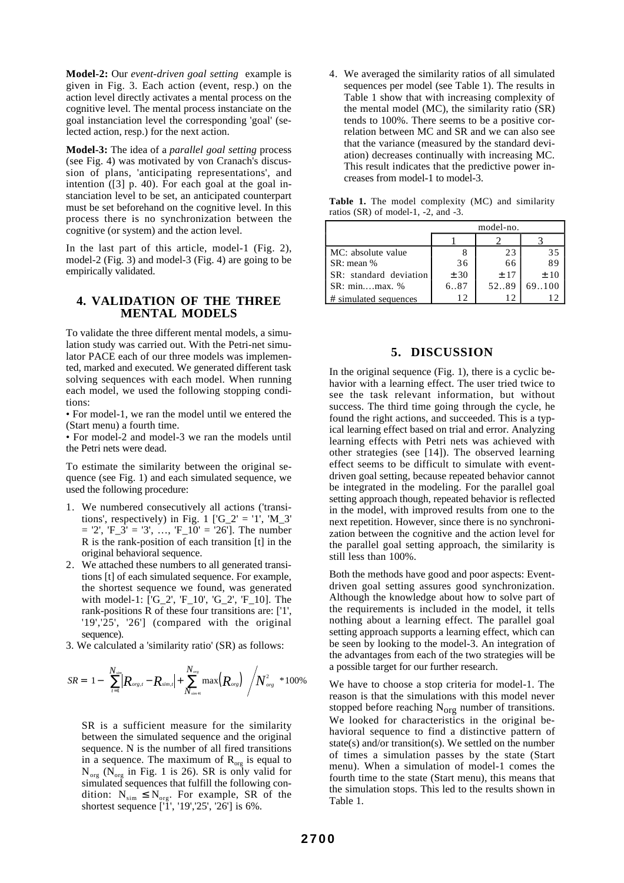**Model-2:** Our *event-driven goal setting* example is given in Fig. 3. Each action (event, resp.) on the action level directly activates a mental process on the cognitive level. The mental process instanciate on the goal instanciation level the corresponding 'goal' (selected action, resp.) for the next action.

**Model-3:** The idea of a *parallel goal setting* process (see Fig. 4) was motivated by von Cranach's discussion of plans, 'anticipating representations', and intention ([3] p. 40). For each goal at the goal instanciation level to be set, an anticipated counterpart must be set beforehand on the cognitive level. In this process there is no synchronization between the cognitive (or system) and the action level.

In the last part of this article, model-1 (Fig. 2), model-2 (Fig. 3) and model-3 (Fig. 4) are going to be empirically validated.

## 4. VALIDATION OF THE THREE MENTAL MODELS

To validate the three different mental models, a simulation study was carried out. With the Petri-net simulator PACE each of our three models was implemented, marked and executed. We generated different task solving sequences with each model. When running each model, we used the following stopping conditions:

• For model-1, we ran the model until we entered the (Start menu) a fourth time.

• For model-2 and model-3 we ran the models until the Petri nets were dead.

To estimate the similarity between the original sequence (see Fig. 1) and each simulated sequence, we used the following procedure:

1. We numbered consecutively all actions ('transitions', respectively) in Fig. 1 ['G_2' = '1', 'M_3' = '2', 'F_3' = '3', …, 'F_10' = '26']. The number R is the rank-position of each transition [t] in the original behavioral sequence.
2. We attached these numbers to all generated transitions [t] of each simulated sequence. For example, the shortest sequence we found, was generated with model-1: ['G_2', 'F_10', 'G_2', 'F_10]. The rank-positions R of these four transitions are: ['1', '19','25', '26'] (compared with the original sequence).
3. We calculated a 'similarity ratio' (SR) as follows:

$$SR = 1 - \sum_{t=1}^{N_{sim}} \left| R_{org,t} - R_{sim,t} \right| + \sum_{N_{sim+1}}^{N_{org}} \max\left(R_{org}\right) \Big/ N_{org}^{2} \; * 100\%$$

SR is a sufficient measure for the similarity between the simulated sequence and the original sequence. N is the number of all fired transitions in a sequence. The maximum of $R_{org}$ is equal to $N_{org}$ ($N_{org}$ in Fig. 1 is 26). SR is only valid for simulated sequences that fulfill the following condition: $N_{sim} \leq N_{org}$. For example, SR of the shortest sequence ['1', '19','25', '26'] is 6%.

4. We averaged the similarity ratios of all simulated sequences per model (see Table 1). The results in Table 1 show that with increasing complexity of the mental model (MC), the similarity ratio (SR) tends to 100%. There seems to be a positive correlation between MC and SR and we can also see that the variance (measured by the standard deviation) decreases continually with increasing MC. This result indicates that the predictive power increases from model-1 to model-3.

**Table 1.** The model complexity (MC) and similarity ratios (SR) of model-1, -2, and -3.

| | model-no. | | |
|---|---|---|---|
| | 1 | 2 | 3 |
| MC: absolute value | 8 | 23 | 35 |
| SR: mean % | 36 | 66 | 89 |
| SR: standard deviation | ±30 | ±17 | ±10 |
| SR: min.…max. % | 6..87 | 52..89 | 69..100 |
| # simulated sequences | 12 | 12 | 12 |

## 5. DISCUSSION

In the original sequence (Fig. 1), there is a cyclic behavior with a learning effect. The user tried twice to see the task relevant information, but without success. The third time going through the cycle, he found the right actions, and succeeded. This is a typical learning effect based on trial and error. Analyzing learning effects with Petri nets was achieved with other strategies (see [14]). The observed learning effect seems to be difficult to simulate with event-driven goal setting, because repeated behavior cannot be integrated in the modeling. For the parallel goal setting approach though, repeated behavior is reflected in the model, with improved results from one to the next repetition. However, since there is no synchronization between the cognitive and the action level for the parallel goal setting approach, the similarity is still less than 100%.

Both the methods have good and poor aspects: Event-driven goal setting assures good synchronization. Although the knowledge about how to solve part of the requirements is included in the model, it tells nothing about a learning effect. The parallel goal setting approach supports a learning effect, which can be seen by looking to the model-3. An integration of the advantages from each of the two strategies will be a possible target for our further research.

We have to choose a stop criteria for model-1. The reason is that the simulations with this model never stopped before reaching $N_{org}$ number of transitions. We looked for characteristics in the original behavioral sequence to find a distinctive pattern of state(s) and/or transition(s). We settled on the number of times a simulation passes by the state (Start menu). When a simulation of model-1 comes the fourth time to the state (Start menu), this means that the simulation stops. This led to the results shown in Table 1.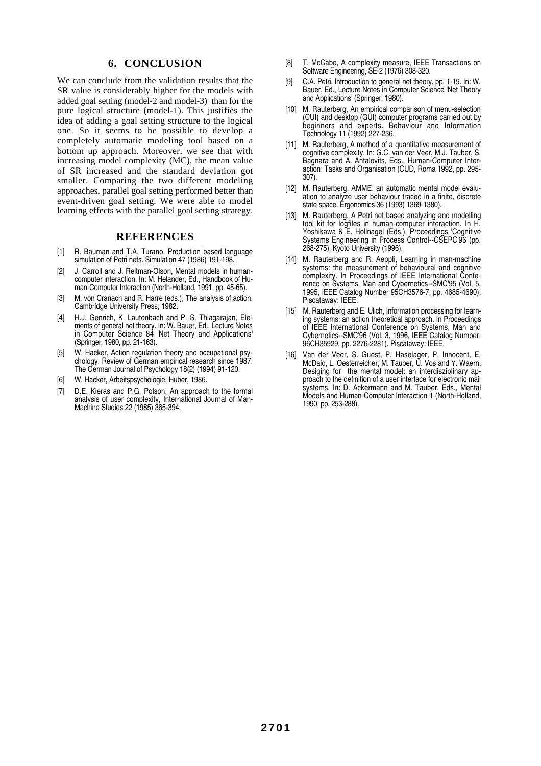## 6. CONCLUSION

We can conclude from the validation results that the SR value is considerably higher for the models with added goal setting (model-2 and model-3) than for the pure logical structure (model-1). This justifies the idea of adding a goal setting structure to the logical one. So it seems to be possible to develop a completely automatic modeling tool based on a bottom up approach. Moreover, we see that with increasing model complexity (MC), the mean value of SR increased and the standard deviation got smaller. Comparing the two different modeling approaches, parallel goal setting performed better than event-driven goal setting. We were able to model learning effects with the parallel goal setting strategy.

## REFERENCES

[1] R. Bauman and T.A. Turano, Production based language simulation of Petri nets. Simulation 47 (1986) 191-198.

[2] J. Carroll and J. Reitman-Olson, Mental models in human-computer interaction. In: M. Helander, Ed., Handbook of Human-Computer Interaction (North-Holland, 1991, pp. 45-65).

[3] M. von Cranach and R. Harré (eds.), The analysis of action. Cambridge University Press, 1982.

[4] H.J. Genrich, K. Lautenbach and P. S. Thiagarajan, Elements of general net theory. In: W. Bauer, Ed., Lecture Notes in Computer Science 84 'Net Theory and Applications' (Springer, 1980, pp. 21-163).

[5] W. Hacker, Action regulation theory and occupational psychology. Review of German empirical research since 1987. The German Journal of Psychology 18(2) (1994) 91-120.

[6] W. Hacker, Arbeitspsychologie. Huber, 1986.

[7] D.E. Kieras and P.G. Polson, An approach to the formal analysis of user complexity, International Journal of Man-Machine Studies 22 (1985) 365-394.

[8] T. McCabe, A complexity measure, IEEE Transactions on Software Engineering, SE-2 (1976) 308-320.

[9] C.A. Petri, Introduction to general net theory, pp. 1-19. In: W. Bauer, Ed., Lecture Notes in Computer Science 'Net Theory and Applications' (Springer, 1980).

[10] M. Rauterberg, An empirical comparison of menu-selection (CUI) and desktop (GUI) computer programs carried out by beginners and experts. Behaviour and Information Technology 11 (1992) 227-236.

[11] M. Rauterberg, A method of a quantitative measurement of cognitive complexity. In: G.C. van der Veer, M.J. Tauber, S. Bagnara and A. Antalovits, Eds., Human-Computer Interaction: Tasks and Organisation (CUD, Roma 1992, pp. 295-307).

[12] M. Rauterberg, AMME: an automatic mental model evaluation to analyze user behaviour traced in a finite, discrete state space. Ergonomics 36 (1993) 1369-1380).

[13] M. Rauterberg, A Petri net based analyzing and modelling tool kit for logfiles in human-computer interaction. In H. Yoshikawa & E. Hollnagel (Eds.), Proceedings 'Cognitive Systems Engineering in Process Control--CSEPC'96 (pp. 268-275). Kyoto University (1996).

[14] M. Rauterberg and R. Aeppli, Learning in man-machine systems: the measurement of behavioural and cognitive complexity. In Proceedings of IEEE International Conference on Systems, Man and Cybernetics--SMC'95 (Vol. 5, 1995, IEEE Catalog Number 95CH3576-7, pp. 4685-4690). Piscataway: IEEE.

[15] M. Rauterberg and E. Ulich, Information processing for learning systems: an action theoretical approach. In Proceedings of IEEE International Conference on Systems, Man and Cybernetics--SMC'96 (Vol. 3, 1996, IEEE Catalog Number: 96CH35929, pp. 2276-2281). Piscataway: IEEE.

[16] Van der Veer, S. Guest, P. Haselager, P. Innocent, E. McDaid, L. Oesterreicher, M. Tauber, U. Vos and Y. Waern, Desiging for the mental model: an interdisziplinary approach to the definition of a user interface for electronic mail systems. In: D. Ackermann and M. Tauber, Eds., Mental Models and Human-Computer Interaction 1 (North-Holland, 1990, pp. 253-288).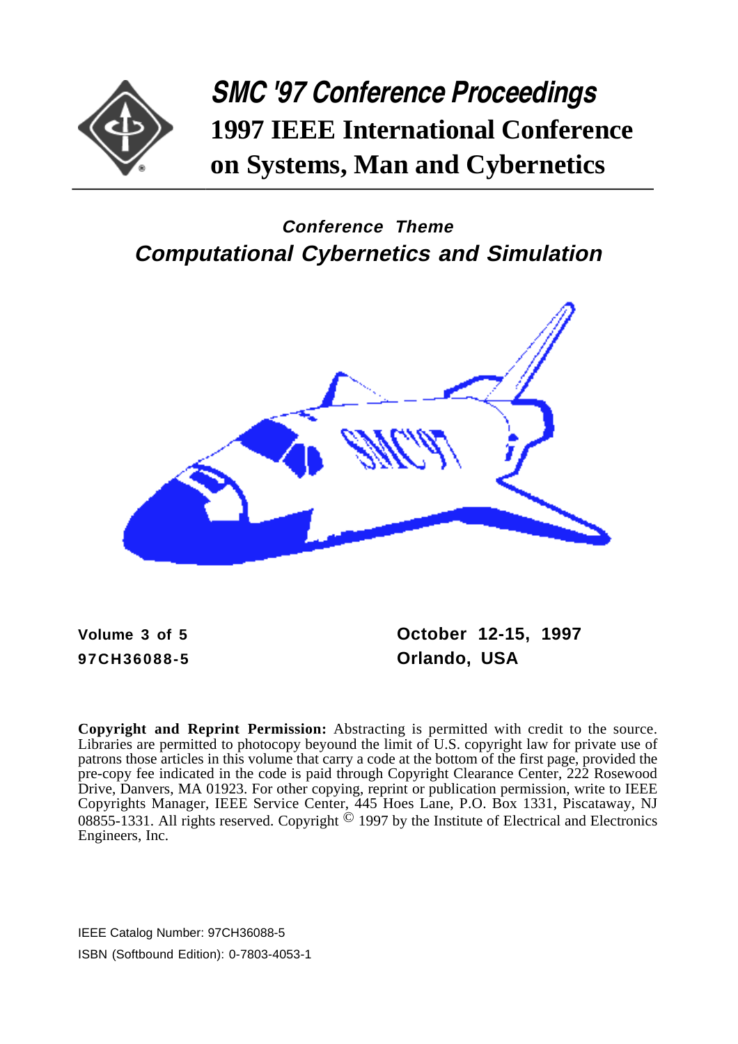# *SMC '97 Conference Proceedings*

# 1997 IEEE International Conference on Systems, Man and Cybernetics

***Conference Theme***

## *Computational Cybernetics and Simulation*

**Volume 3 of 5**

**97CH36088-5**

**October 12-15, 1997**

**Orlando, USA**

**Copyright and Reprint Permission:** Abstracting is permitted with credit to the source. Libraries are permitted to photocopy beyound the limit of U.S. copyright law for private use of patrons those articles in this volume that carry a code at the bottom of the first page, provided the pre-copy fee indicated in the code is paid through Copyright Clearance Center, 222 Rosewood Drive, Danvers, MA 01923. For other copying, reprint or publication permission, write to IEEE Copyrights Manager, IEEE Service Center, 445 Hoes Lane, P.O. Box 1331, Piscataway, NJ 08855-1331. All rights reserved. Copyright © 1997 by the Institute of Electrical and Electronics Engineers, Inc.

IEEE Catalog Number: 97CH36088-5

ISBN (Softbound Edition): 0-7803-4053-1